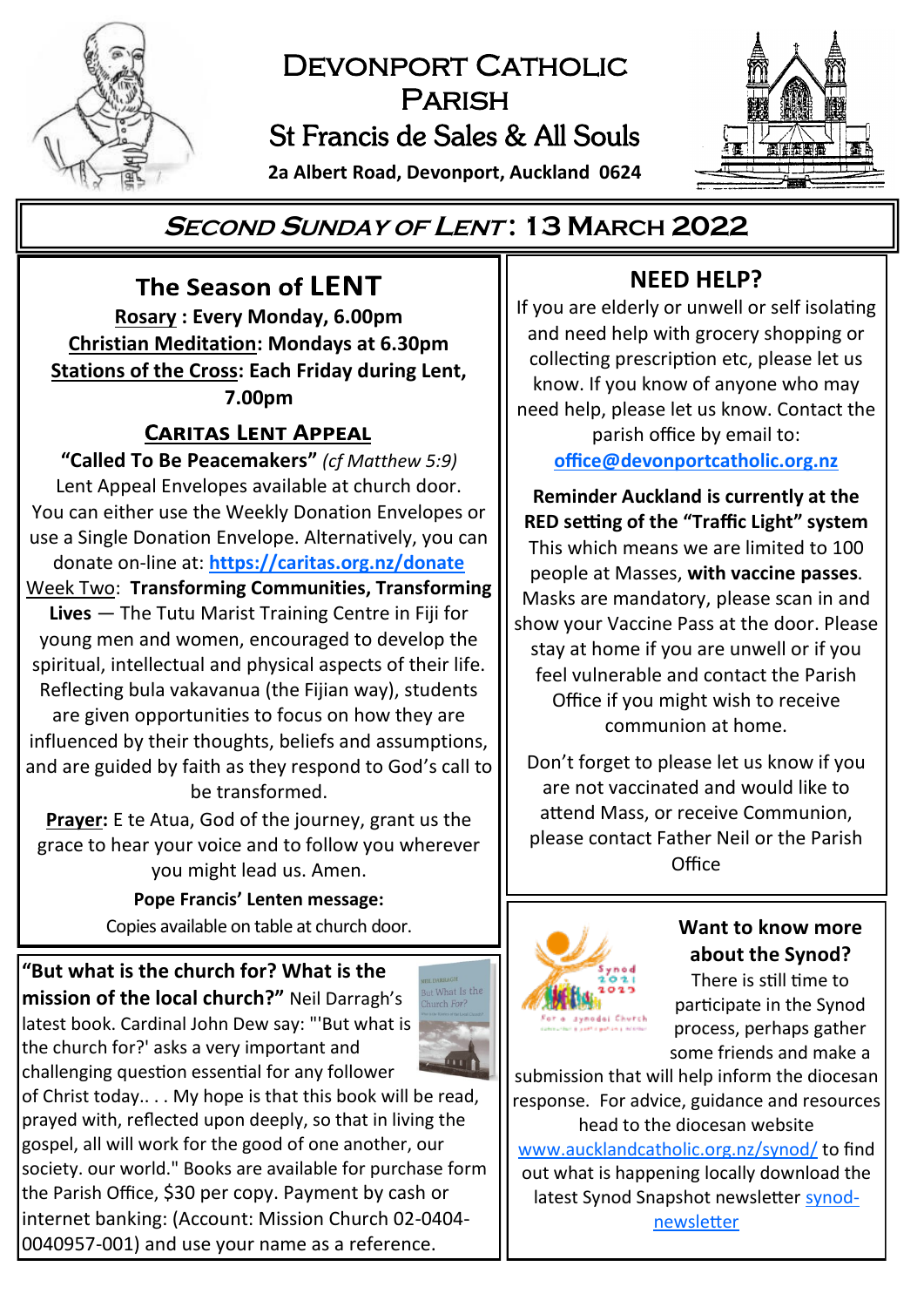# Devonport Catholic Parish

## St Francis de Sales & All Souls

**2a Albert Road, Devonport, Auckland 0624**

## *Second Sunday of Lent*: 13 March 2022

### The Season of LENT

**Rosary : Every Monday, 6.00pm**
**Christian Meditation: Mondays at 6.30pm**
**Stations of the Cross: Each Friday during Lent, 7.00pm**

### Caritas Lent Appeal

**"Called To Be Peacemakers"** *(cf Matthew 5:9)*
Lent Appeal Envelopes available at church door. You can either use the Weekly Donation Envelopes or use a Single Donation Envelope. Alternatively, you can donate on-line at: **https://caritas.org.nz/donate**

Week Two: **Transforming Communities, Transforming Lives** — The Tutu Marist Training Centre in Fiji for young men and women, encouraged to develop the spiritual, intellectual and physical aspects of their life. Reflecting bula vakavanua (the Fijian way), students are given opportunities to focus on how they are influenced by their thoughts, beliefs and assumptions, and are guided by faith as they respond to God's call to be transformed.

**Prayer:** E te Atua, God of the journey, grant us the grace to hear your voice and to follow you wherever you might lead us. Amen.

**Pope Francis' Lenten message:**
Copies available on table at church door.

**"But what is the church for? What is the mission of the local church?"** Neil Darragh's latest book. Cardinal John Dew say: "'But what is the church for?' asks a very important and challenging question essential for any follower of Christ today.. . . My hope is that this book will be read, prayed with, reflected upon deeply, so that in living the gospel, all will work for the good of one another, our society. our world." Books are available for purchase form the Parish Office, $30 per copy. Payment by cash or internet banking: (Account: Mission Church 02-0404-0040957-001) and use your name as a reference.

### NEED HELP?

If you are elderly or unwell or self isolating and need help with grocery shopping or collecting prescription etc, please let us know. If you know of anyone who may need help, please let us know. Contact the parish office by email to: **office@devonportcatholic.org.nz**

**Reminder Auckland is currently at the RED setting of the "Traffic Light" system**
This which means we are limited to 100 people at Masses, **with vaccine passes**. Masks are mandatory, please scan in and show your Vaccine Pass at the door. Please stay at home if you are unwell or if you feel vulnerable and contact the Parish Office if you might wish to receive communion at home.

Don't forget to please let us know if you are not vaccinated and would like to attend Mass, or receive Communion, please contact Father Neil or the Parish Office

### Want to know more about the Synod?

There is still time to participate in the Synod process, perhaps gather some friends and make a submission that will help inform the diocesan response. For advice, guidance and resources head to the diocesan website www.aucklandcatholic.org.nz/synod/ to find out what is happening locally download the latest Synod Snapshot newsletter synod-newsletter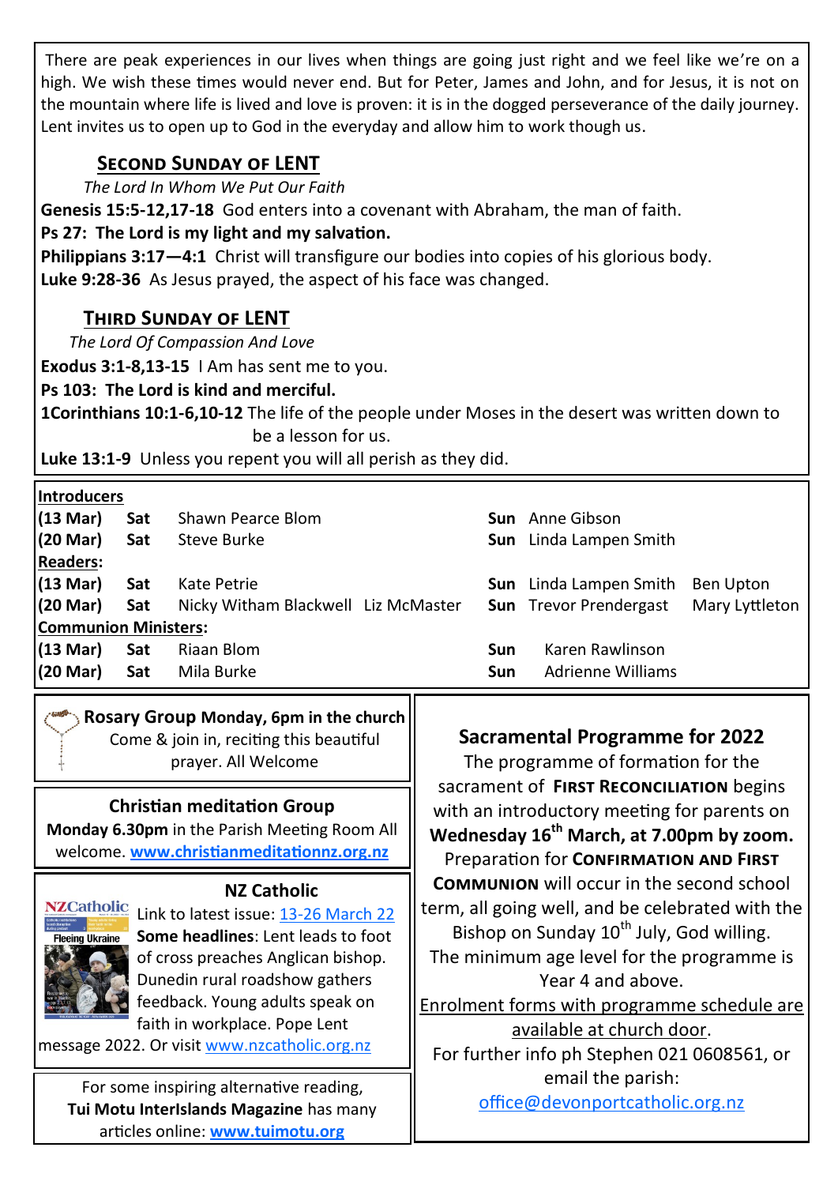There are peak experiences in our lives when things are going just right and we feel like we're on a high. We wish these times would never end. But for Peter, James and John, and for Jesus, it is not on the mountain where life is lived and love is proven: it is in the dogged perseverance of the daily journey. Lent invites us to open up to God in the everyday and allow him to work though us.

## Second Sunday of Lent

*The Lord In Whom We Put Our Faith*

**Genesis 15:5-12,17-18** God enters into a covenant with Abraham, the man of faith.

**Ps 27: The Lord is my light and my salvation.**

**Philippians 3:17—4:1** Christ will transfigure our bodies into copies of his glorious body.

**Luke 9:28-36** As Jesus prayed, the aspect of his face was changed.

## Third Sunday of Lent

*The Lord Of Compassion And Love*

**Exodus 3:1-8,13-15** I Am has sent me to you.

**Ps 103: The Lord is kind and merciful.**

**1Corinthians 10:1-6,10-12** The life of the people under Moses in the desert was written down to be a lesson for us.

**Luke 13:1-9** Unless you repent you will all perish as they did.

| **Introducers** | | | | | |
|---|---|---|---|---|---|
| **(13 Mar)** | **Sat** | Shawn Pearce Blom | **Sun** | Anne Gibson | |
| **(20 Mar)** | **Sat** | Steve Burke | **Sun** | Linda Lampen Smith | |
| **Readers:** | | | | | |
| **(13 Mar)** | **Sat** | Kate Petrie | **Sun** | Linda Lampen Smith | Ben Upton |
| **(20 Mar)** | **Sat** | Nicky Witham Blackwell Liz McMaster | **Sun** | Trevor Prendergast | Mary Lyttleton |
| **Communion Ministers:** | | | | | |
| **(13 Mar)** | **Sat** | Riaan Blom | **Sun** | Karen Rawlinson | |
| **(20 Mar)** | **Sat** | Mila Burke | **Sun** | Adrienne Williams | |

**Rosary Group Monday, 6pm in the church**

Come & join in, reciting this beautiful prayer. All Welcome

**Christian meditation Group**

**Monday 6.30pm** in the Parish Meeting Room All welcome. **www.christianmeditationnz.org.nz**

**NZ Catholic**

Link to latest issue: 13-26 March 22

**Some headlines**: Lent leads to foot of cross preaches Anglican bishop. Dunedin rural roadshow gathers feedback. Young adults speak on faith in workplace. Pope Lent message 2022. Or visit www.nzcatholic.org.nz

For some inspiring alternative reading, **Tui Motu InterIslands Magazine** has many articles online: **www.tuimotu.org**

**Sacramental Programme for 2022**

The programme of formation for the sacrament of **First Reconciliation** begins with an introductory meeting for parents on **Wednesday 16th March, at 7.00pm by zoom.** Preparation for **Confirmation and First Communion** will occur in the second school term, all going well, and be celebrated with the Bishop on Sunday 10th July, God willing. The minimum age level for the programme is Year 4 and above.

Enrolment forms with programme schedule are available at church door.

For further info ph Stephen 021 0608561, or email the parish: office@devonportcatholic.org.nz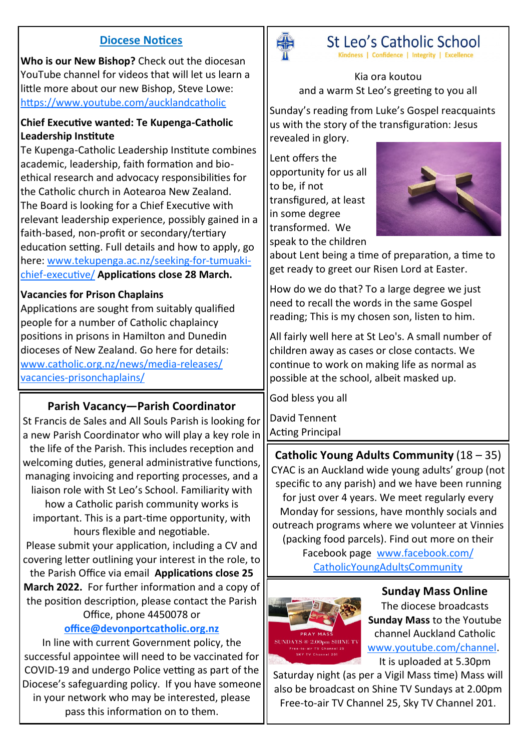## Diocese Notices

**Who is our New Bishop?** Check out the diocesan YouTube channel for videos that will let us learn a little more about our new Bishop, Steve Lowe: https://www.youtube.com/aucklandcatholic

**Chief Executive wanted: Te Kupenga-Catholic Leadership Institute**

Te Kupenga-Catholic Leadership Institute combines academic, leadership, faith formation and bio-ethical research and advocacy responsibilities for the Catholic church in Aotearoa New Zealand. The Board is looking for a Chief Executive with relevant leadership experience, possibly gained in a faith-based, non-profit or secondary/tertiary education setting. Full details and how to apply, go here: www.tekupenga.ac.nz/seeking-for-tumuaki-chief-executive/ **Applications close 28 March.**

**Vacancies for Prison Chaplains**

Applications are sought from suitably qualified people for a number of Catholic chaplaincy positions in prisons in Hamilton and Dunedin dioceses of New Zealand. Go here for details: www.catholic.org.nz/news/media-releases/vacancies-prisonchaplains/

## Parish Vacancy—Parish Coordinator

St Francis de Sales and All Souls Parish is looking for a new Parish Coordinator who will play a key role in the life of the Parish. This includes reception and welcoming duties, general administrative functions, managing invoicing and reporting processes, and a liaison role with St Leo's School. Familiarity with how a Catholic parish community works is important. This is a part-time opportunity, with hours flexible and negotiable.

Please submit your application, including a CV and covering letter outlining your interest in the role, to the Parish Office via email **Applications close 25 March 2022.** For further information and a copy of the position description, please contact the Parish Office, phone 4450078 or **office@devonportcatholic.org.nz**

In line with current Government policy, the successful appointee will need to be vaccinated for COVID-19 and undergo Police vetting as part of the Diocese's safeguarding policy. If you have someone in your network who may be interested, please pass this information on to them.

## St Leo's Catholic School

Kindness | Confidence | Integrity | Excellence

Kia ora koutou
and a warm St Leo's greeting to you all

Sunday's reading from Luke's Gospel reacquaints us with the story of the transfiguration: Jesus revealed in glory.

Lent offers the opportunity for us all to be, if not transfigured, at least in some degree transformed. We speak to the children about Lent being a time of preparation, a time to get ready to greet our Risen Lord at Easter.

How do we do that? To a large degree we just need to recall the words in the same Gospel reading; This is my chosen son, listen to him.

All fairly well here at St Leo's. A small number of children away as cases or close contacts. We continue to work on making life as normal as possible at the school, albeit masked up.

God bless you all

David Tennent
Acting Principal

## Catholic Young Adults Community (18 – 35)

CYAC is an Auckland wide young adults' group (not specific to any parish) and we have been running for just over 4 years. We meet regularly every Monday for sessions, have monthly socials and outreach programs where we volunteer at Vinnies (packing food parcels). Find out more on their Facebook page www.facebook.com/CatholicYoungAdultsCommunity

## Sunday Mass Online

The diocese broadcasts **Sunday Mass** to the Youtube channel Auckland Catholic www.youtube.com/channel. It is uploaded at 5.30pm Saturday night (as per a Vigil Mass time) Mass will also be broadcast on Shine TV Sundays at 2.00pm Free-to-air TV Channel 25, Sky TV Channel 201.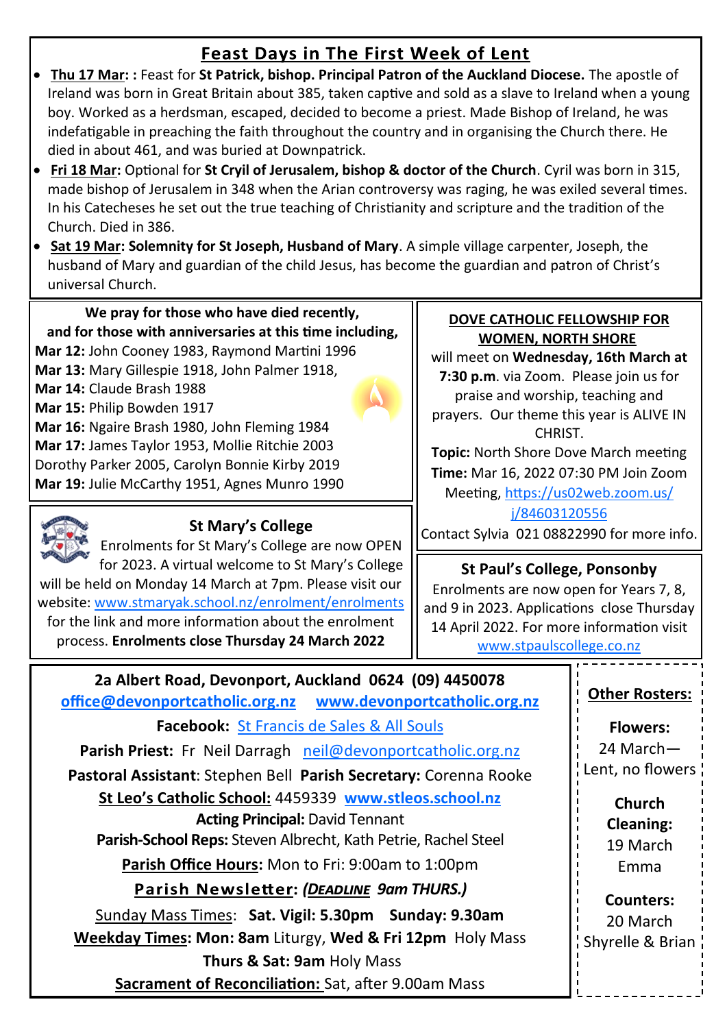## Feast Days in The First Week of Lent

- **Thu 17 Mar: :** Feast for **St Patrick, bishop. Principal Patron of the Auckland Diocese.** The apostle of Ireland was born in Great Britain about 385, taken captive and sold as a slave to Ireland when a young boy. Worked as a herdsman, escaped, decided to become a priest. Made Bishop of Ireland, he was indefatigable in preaching the faith throughout the country and in organising the Church there. He died in about 461, and was buried at Downpatrick.
- **Fri 18 Mar:** Optional for **St Cryil of Jerusalem, bishop & doctor of the Church**. Cyril was born in 315, made bishop of Jerusalem in 348 when the Arian controversy was raging, he was exiled several times. In his Catecheses he set out the true teaching of Christianity and scripture and the tradition of the Church. Died in 386.
- **Sat 19 Mar: Solemnity for St Joseph, Husband of Mary**. A simple village carpenter, Joseph, the husband of Mary and guardian of the child Jesus, has become the guardian and patron of Christ's universal Church.

**We pray for those who have died recently, and for those with anniversaries at this time including,**

**Mar 12:** John Cooney 1983, Raymond Martini 1996
**Mar 13:** Mary Gillespie 1918, John Palmer 1918,
**Mar 14:** Claude Brash 1988
**Mar 15:** Philip Bowden 1917
**Mar 16:** Ngaire Brash 1980, John Fleming 1984
**Mar 17:** James Taylor 1953, Mollie Ritchie 2003
Dorothy Parker 2005, Carolyn Bonnie Kirby 2019
**Mar 19:** Julie McCarthy 1951, Agnes Munro 1990

### St Mary's College

Enrolments for St Mary's College are now OPEN for 2023. A virtual welcome to St Mary's College will be held on Monday 14 March at 7pm. Please visit our website: www.stmaryak.school.nz/enrolment/enrolments for the link and more information about the enrolment process. **Enrolments close Thursday 24 March 2022**

### DOVE CATHOLIC FELLOWSHIP FOR WOMEN, NORTH SHORE

will meet on **Wednesday, 16th March at 7:30 p.m.** via Zoom. Please join us for praise and worship, teaching and prayers. Our theme this year is ALIVE IN CHRIST.

**Topic:** North Shore Dove March meeting
**Time:** Mar 16, 2022 07:30 PM Join Zoom Meeting, https://us02web.zoom.us/j/84603120556
Contact Sylvia 021 08822990 for more info.

### St Paul's College, Ponsonby

Enrolments are now open for Years 7, 8, and 9 in 2023. Applications close Thursday 14 April 2022. For more information visit www.stpaulscollege.co.nz

**2a Albert Road, Devonport, Auckland 0624 (09) 4450078**
**office@devonportcatholic.org.nz** **www.devonportcatholic.org.nz**
**Facebook:** St Francis de Sales & All Souls
**Parish Priest:** Fr Neil Darragh neil@devonportcatholic.org.nz
**Pastoral Assistant**: Stephen Bell **Parish Secretary:** Corenna Rooke
**St Leo's Catholic School:** 4459339 **www.stleos.school.nz**
**Acting Principal:** David Tennant
**Parish-School Reps:** Steven Albrecht, Kath Petrie, Rachel Steel
**Parish Office Hours:** Mon to Fri: 9:00am to 1:00pm
**Parish Newsletter:** ***(DEADLINE 9am THURS.)***
Sunday Mass Times: **Sat. Vigil: 5.30pm Sunday: 9.30am**
**Weekday Times: Mon: 8am** Liturgy, **Wed & Fri 12pm** Holy Mass
**Thurs & Sat: 9am** Holy Mass
**Sacrament of Reconciliation:** Sat, after 9.00am Mass

**Other Rosters:**

**Flowers:**
24 March—Lent, no flowers

**Church Cleaning:**
19 March
Emma

**Counters:**
20 March
Shyrelle & Brian